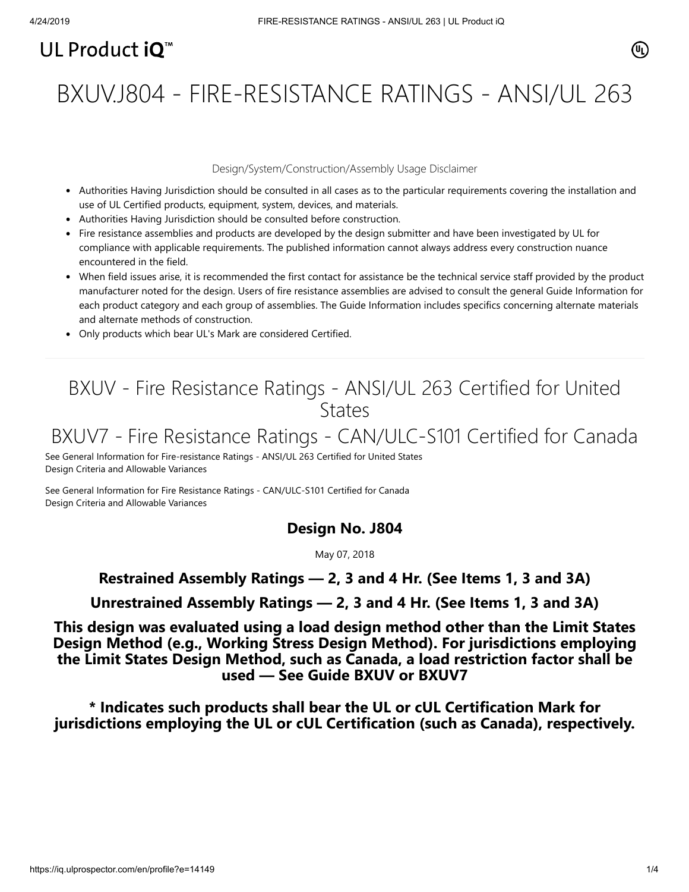UL Product iQ™

# BXUV.J804 - FIRE-RESISTANCE RATINGS - ANSI/UL 263

Design/System/Construction/Assembly Usage Disclaimer

- Authorities Having Jurisdiction should be consulted in all cases as to the particular requirements covering the installation and use of UL Certified products, equipment, system, devices, and materials.
- Authorities Having Jurisdiction should be consulted before construction.
- Fire resistance assemblies and products are developed by the design submitter and have been investigated by UL for compliance with applicable requirements. The published information cannot always address every construction nuance encountered in the field.
- When field issues arise, it is recommended the first contact for assistance be the technical service staff provided by the product manufacturer noted for the design. Users of fire resistance assemblies are advised to consult the general Guide Information for each product category and each group of assemblies. The Guide Information includes specifics concerning alternate materials and alternate methods of construction.
- Only products which bear UL's Mark are considered Certified.

## BXUV - Fire Resistance Ratings - ANSI/UL 263 Certified for United States

## BXUV7 - Fire Resistance Ratings - CAN/ULC-S101 Certified for Canada

See General Information for Fire-resistance Ratings - ANSI/UL 263 Certified for United States
Design Criteria and Allowable Variances

See General Information for Fire Resistance Ratings - CAN/ULC-S101 Certified for Canada
Design Criteria and Allowable Variances

### Design No. J804

May 07, 2018

**Restrained Assembly Ratings — 2, 3 and 4 Hr. (See Items 1, 3 and 3A)**

**Unrestrained Assembly Ratings — 2, 3 and 4 Hr. (See Items 1, 3 and 3A)**

**This design was evaluated using a load design method other than the Limit States Design Method (e.g., Working Stress Design Method). For jurisdictions employing the Limit States Design Method, such as Canada, a load restriction factor shall be used — See Guide BXUV or BXUV7**

**\* Indicates such products shall bear the UL or cUL Certification Mark for jurisdictions employing the UL or cUL Certification (such as Canada), respectively.**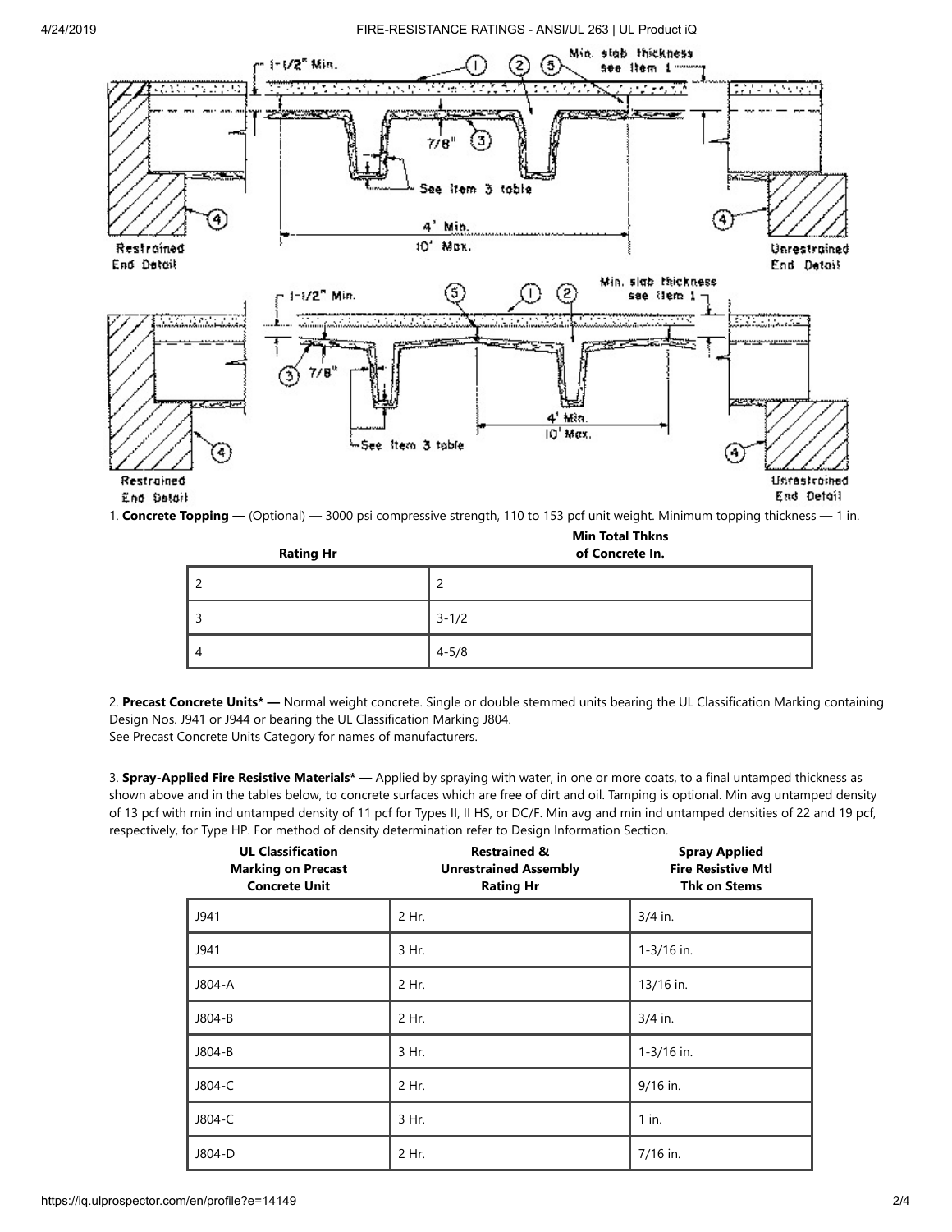1. **Concrete Topping —** (Optional) — 3000 psi compressive strength, 110 to 153 pcf unit weight. Minimum topping thickness — 1 in.

| Rating Hr | Min Total Thkns of Concrete In. |
|---|---|
| 2 | 2 |
| 3 | 3-1/2 |
| 4 | 4-5/8 |

2. **Precast Concrete Units* —** Normal weight concrete. Single or double stemmed units bearing the UL Classification Marking containing Design Nos. J941 or J944 or bearing the UL Classification Marking J804.
See Precast Concrete Units Category for names of manufacturers.

3. **Spray-Applied Fire Resistive Materials* —** Applied by spraying with water, in one or more coats, to a final untamped thickness as shown above and in the tables below, to concrete surfaces which are free of dirt and oil. Tamping is optional. Min avg untamped density of 13 pcf with min ind untamped density of 11 pcf for Types II, II HS, or DC/F. Min avg and min ind untamped densities of 22 and 19 pcf, respectively, for Type HP. For method of density determination refer to Design Information Section.

| UL Classification Marking on Precast Concrete Unit | Restrained & Unrestrained Assembly Rating Hr | Spray Applied Fire Resistive Mtl Thk on Stems |
|---|---|---|
| J941 | 2 Hr. | 3/4 in. |
| J941 | 3 Hr. | 1-3/16 in. |
| J804-A | 2 Hr. | 13/16 in. |
| J804-B | 2 Hr. | 3/4 in. |
| J804-B | 3 Hr. | 1-3/16 in. |
| J804-C | 2 Hr. | 9/16 in. |
| J804-C | 3 Hr. | 1 in. |
| J804-D | 2 Hr. | 7/16 in. |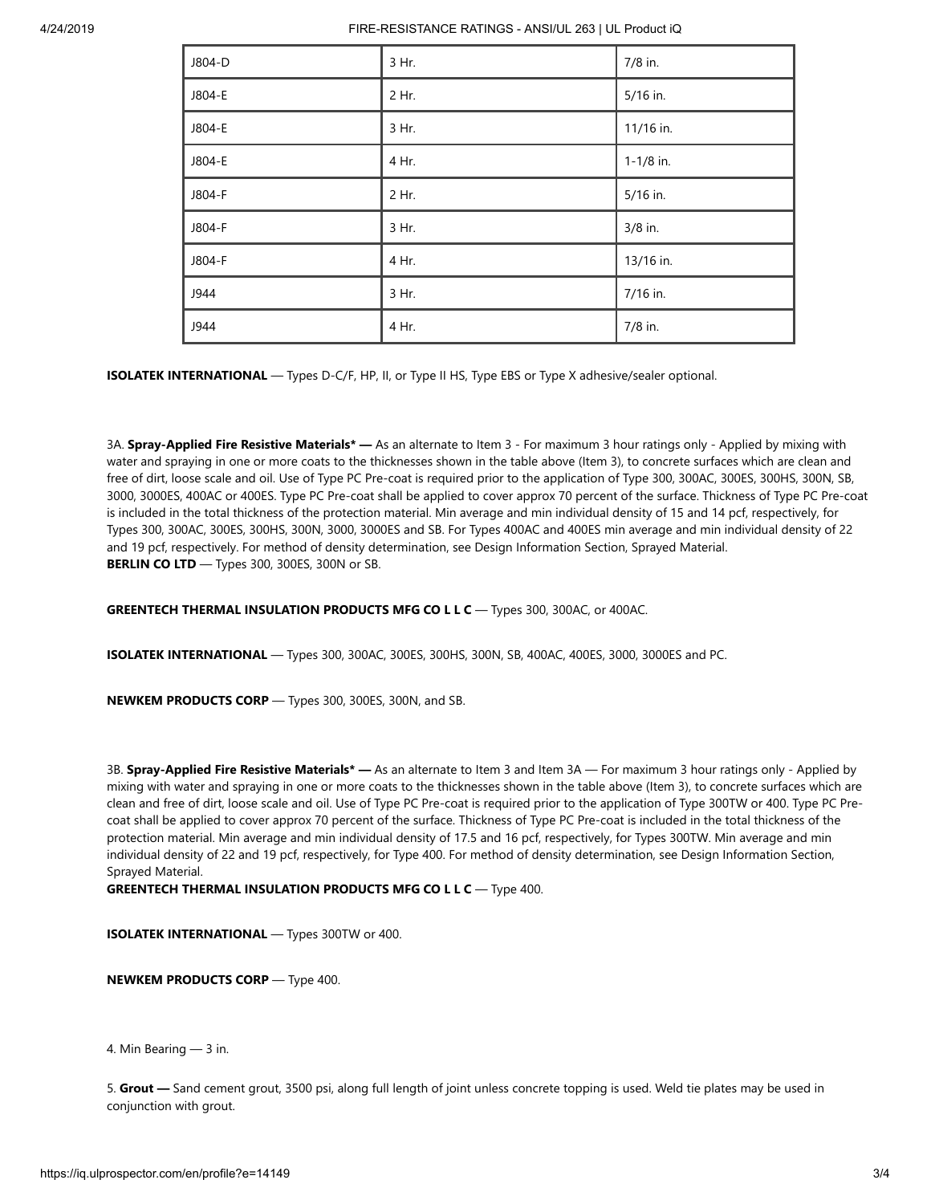| J804-D | 3 Hr. | 7/8 in. |
| --- | --- | --- |
| J804-E | 2 Hr. | 5/16 in. |
| J804-E | 3 Hr. | 11/16 in. |
| J804-E | 4 Hr. | 1-1/8 in. |
| J804-F | 2 Hr. | 5/16 in. |
| J804-F | 3 Hr. | 3/8 in. |
| J804-F | 4 Hr. | 13/16 in. |
| J944 | 3 Hr. | 7/16 in. |
| J944 | 4 Hr. | 7/8 in. |

**ISOLATEK INTERNATIONAL** — Types D-C/F, HP, II, or Type II HS, Type EBS or Type X adhesive/sealer optional.

3A. **Spray-Applied Fire Resistive Materials* —** As an alternate to Item 3 - For maximum 3 hour ratings only - Applied by mixing with water and spraying in one or more coats to the thicknesses shown in the table above (Item 3), to concrete surfaces which are clean and free of dirt, loose scale and oil. Use of Type PC Pre-coat is required prior to the application of Type 300, 300AC, 300ES, 300HS, 300N, SB, 3000, 3000ES, 400AC or 400ES. Type PC Pre-coat shall be applied to cover approx 70 percent of the surface. Thickness of Type PC Pre-coat is included in the total thickness of the protection material. Min average and min individual density of 15 and 14 pcf, respectively, for Types 300, 300AC, 300ES, 300HS, 300N, 3000, 3000ES and SB. For Types 400AC and 400ES min average and min individual density of 22 and 19 pcf, respectively. For method of density determination, see Design Information Section, Sprayed Material.
**BERLIN CO LTD** — Types 300, 300ES, 300N or SB.

**GREENTECH THERMAL INSULATION PRODUCTS MFG CO L L C** — Types 300, 300AC, or 400AC.

**ISOLATEK INTERNATIONAL** — Types 300, 300AC, 300ES, 300HS, 300N, SB, 400AC, 400ES, 3000, 3000ES and PC.

**NEWKEM PRODUCTS CORP** — Types 300, 300ES, 300N, and SB.

3B. **Spray-Applied Fire Resistive Materials* —** As an alternate to Item 3 and Item 3A — For maximum 3 hour ratings only - Applied by mixing with water and spraying in one or more coats to the thicknesses shown in the table above (Item 3), to concrete surfaces which are clean and free of dirt, loose scale and oil. Use of Type PC Pre-coat is required prior to the application of Type 300TW or 400. Type PC Pre-coat shall be applied to cover approx 70 percent of the surface. Thickness of Type PC Pre-coat is included in the total thickness of the protection material. Min average and min individual density of 17.5 and 16 pcf, respectively, for Types 300TW. Min average and min individual density of 22 and 19 pcf, respectively, for Type 400. For method of density determination, see Design Information Section, Sprayed Material.
**GREENTECH THERMAL INSULATION PRODUCTS MFG CO L L C** — Type 400.

**ISOLATEK INTERNATIONAL** — Types 300TW or 400.

**NEWKEM PRODUCTS CORP** — Type 400.

4. Min Bearing — 3 in.

5. **Grout —** Sand cement grout, 3500 psi, along full length of joint unless concrete topping is used. Weld tie plates may be used in conjunction with grout.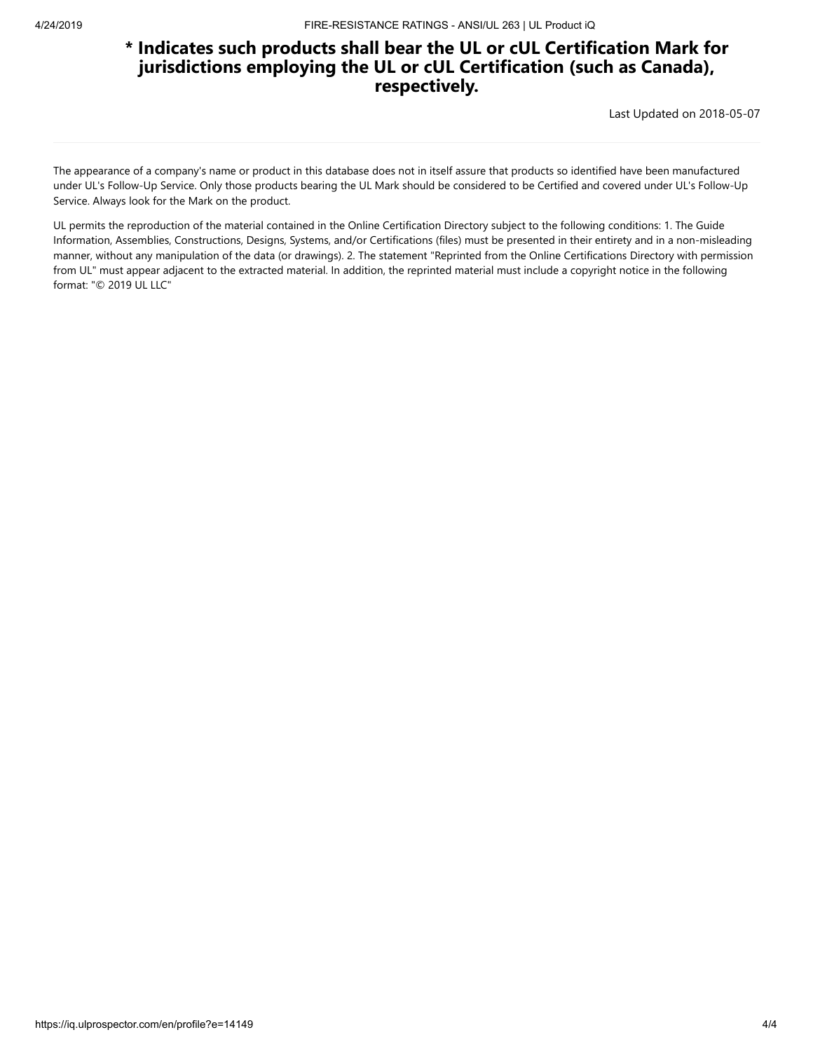**\* Indicates such products shall bear the UL or cUL Certification Mark for jurisdictions employing the UL or cUL Certification (such as Canada), respectively.**

Last Updated on 2018-05-07

---

The appearance of a company's name or product in this database does not in itself assure that products so identified have been manufactured under UL's Follow-Up Service. Only those products bearing the UL Mark should be considered to be Certified and covered under UL's Follow-Up Service. Always look for the Mark on the product.

UL permits the reproduction of the material contained in the Online Certification Directory subject to the following conditions: 1. The Guide Information, Assemblies, Constructions, Designs, Systems, and/or Certifications (files) must be presented in their entirety and in a non-misleading manner, without any manipulation of the data (or drawings). 2. The statement "Reprinted from the Online Certifications Directory with permission from UL" must appear adjacent to the extracted material. In addition, the reprinted material must include a copyright notice in the following format: "© 2019 UL LLC"